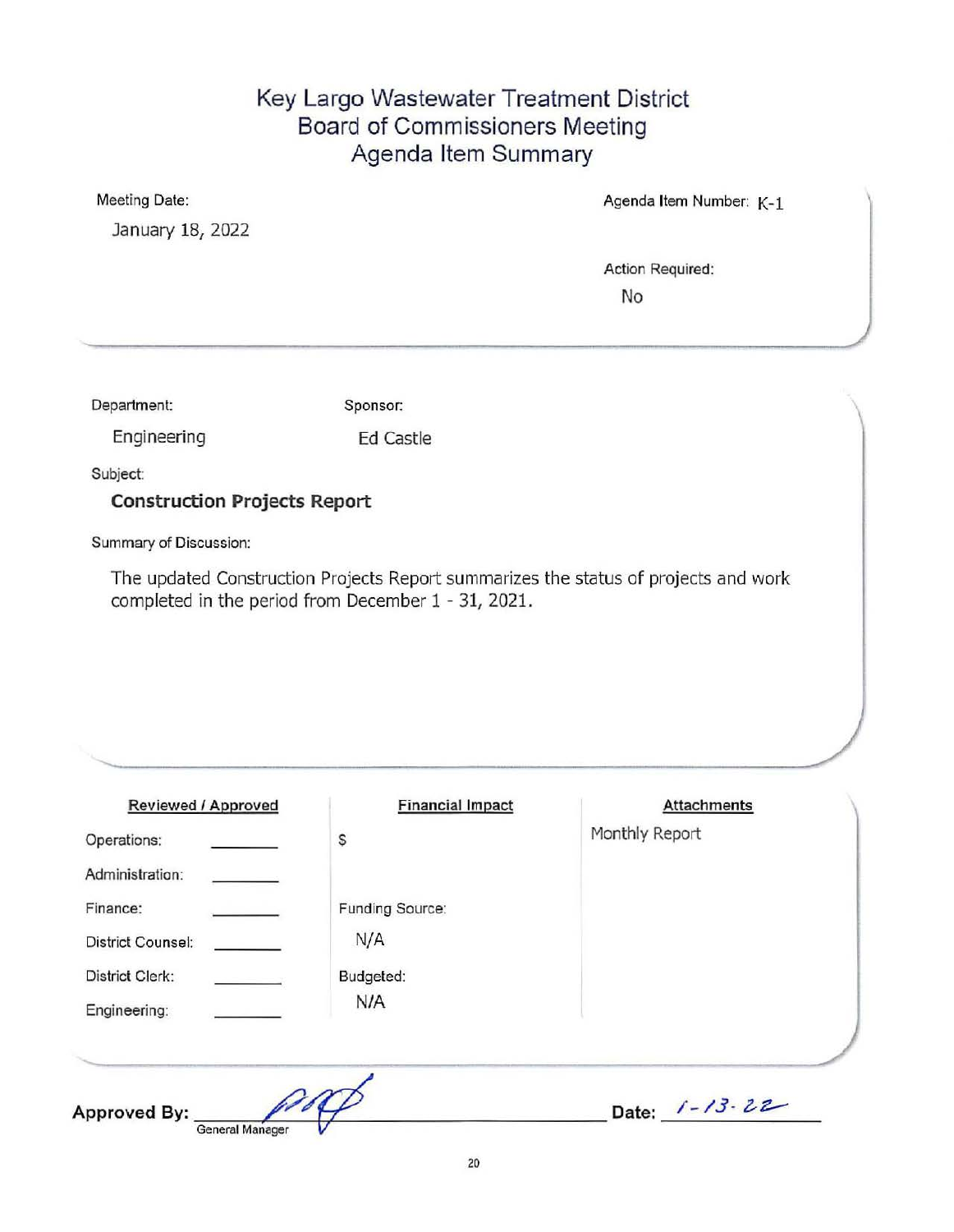# Key Largo Wastewater Treatment District
## Board of Commissioners Meeting
## Agenda Item Summary

Meeting Date:
January 18, 2022

Agenda Item Number: K-1

Action Required:
No

Department:
Engineering

Sponsor:
Ed Castle

Subject:
**Construction Projects Report**

Summary of Discussion:

The updated Construction Projects Report summarizes the status of projects and work completed in the period from December 1 - 31, 2021.

| Reviewed / Approved | | Financial Impact | Attachments |
|---|---|---|---|
| Operations: | ______ | $ | Monthly Report |
| Administration: | ______ | | |
| Finance: | ______ | Funding Source: | |
| District Counsel: | ______ | N/A | |
| District Clerk: | ______ | Budgeted: | |
| Engineering: | ______ | N/A | |

**Approved By:** [signature] General Manager

**Date:** 1-13-22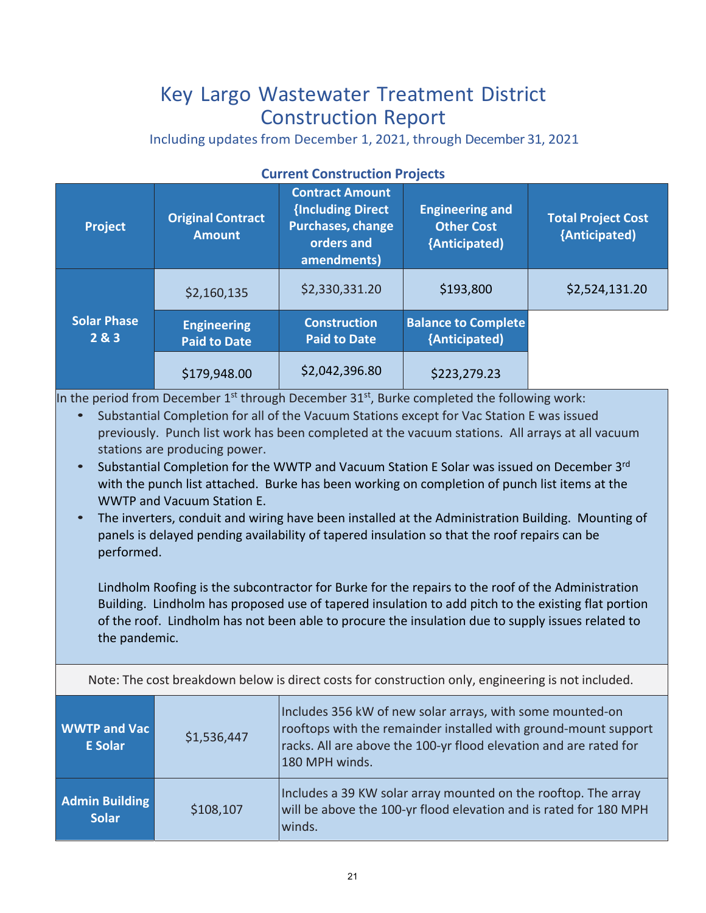# Key Largo Wastewater Treatment District Construction Report

Including updates from December 1, 2021, through December 31, 2021

## Current Construction Projects

| Project | Original Contract Amount | Contract Amount {Including Direct Purchases, change orders and amendments) | Engineering and Other Cost {Anticipated) | Total Project Cost {Anticipated) |
|---|---|---|---|---|
| Solar Phase 2 & 3 | $2,160,135 | $2,330,331.20 | $193,800 | $2,524,131.20 |
| | **Engineering Paid to Date** | **Construction Paid to Date** | **Balance to Complete {Anticipated)** | |
| | $179,948.00 | $2,042,396.80 | $223,279.23 | |

In the period from December 1st through December 31st, Burke completed the following work:

- Substantial Completion for all of the Vacuum Stations except for Vac Station E was issued previously. Punch list work has been completed at the vacuum stations. All arrays at all vacuum stations are producing power.
- Substantial Completion for the WWTP and Vacuum Station E Solar was issued on December 3rd with the punch list attached. Burke has been working on completion of punch list items at the WWTP and Vacuum Station E.
- The inverters, conduit and wiring have been installed at the Administration Building. Mounting of panels is delayed pending availability of tapered insulation so that the roof repairs can be performed.

  Lindholm Roofing is the subcontractor for Burke for the repairs to the roof of the Administration Building. Lindholm has proposed use of tapered insulation to add pitch to the existing flat portion of the roof. Lindholm has not been able to procure the insulation due to supply issues related to the pandemic.

Note: The cost breakdown below is direct costs for construction only, engineering is not included.

| | | |
|---|---|---|
| **WWTP and Vac E Solar** | $1,536,447 | Includes 356 kW of new solar arrays, with some mounted-on rooftops with the remainder installed with ground-mount support racks. All are above the 100-yr flood elevation and are rated for 180 MPH winds. |
| **Admin Building Solar** | $108,107 | Includes a 39 KW solar array mounted on the rooftop. The array will be above the 100-yr flood elevation and is rated for 180 MPH winds. |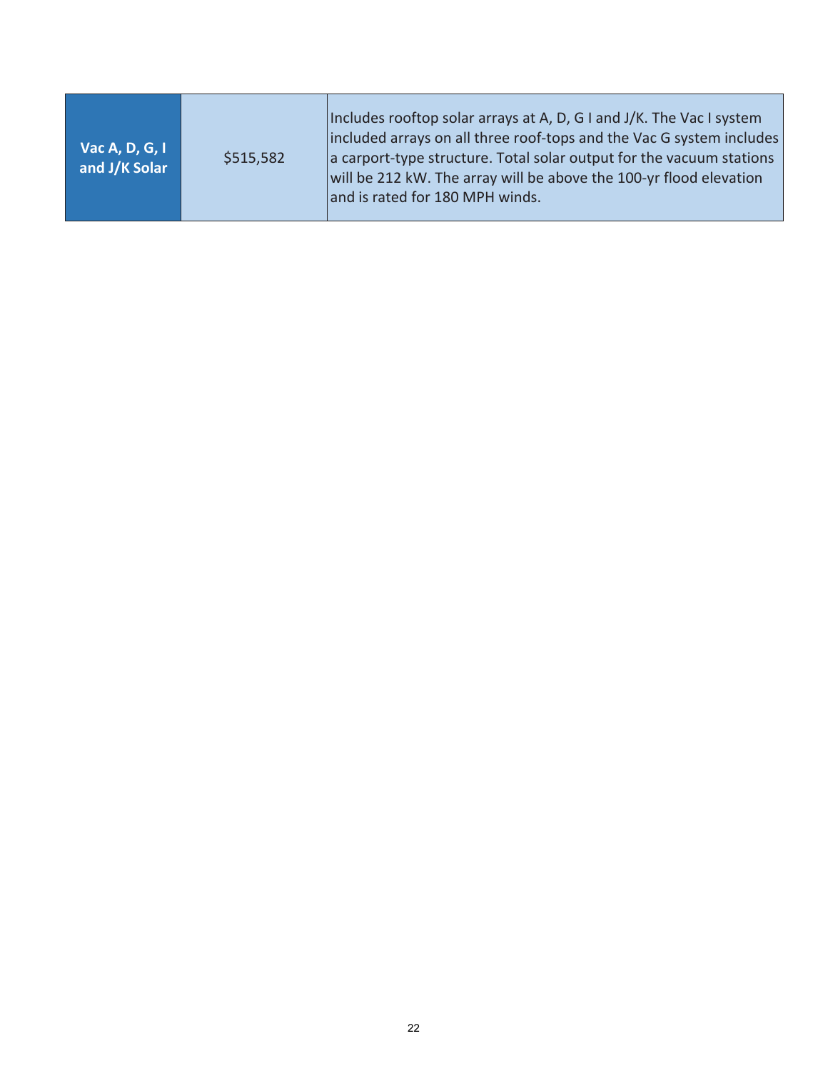| | | |
|---|---|---|
| **Vac A, D, G, I and J/K Solar** | $515,582 | Includes rooftop solar arrays at A, D, G I and J/K. The Vac I system included arrays on all three roof-tops and the Vac G system includes a carport-type structure. Total solar output for the vacuum stations will be 212 kW. The array will be above the 100-yr flood elevation and is rated for 180 MPH winds. |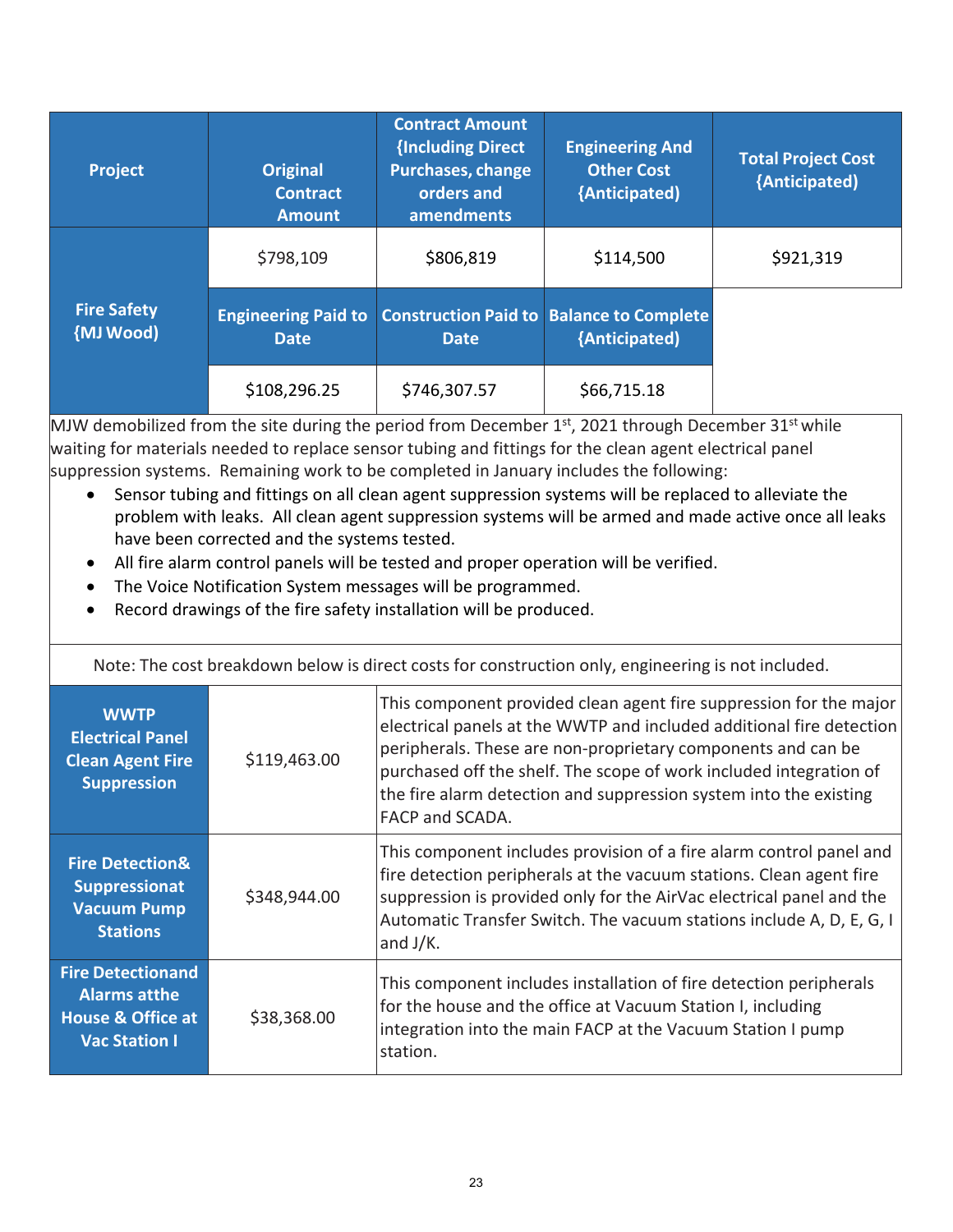| Project | Original Contract Amount | Contract Amount {Including Direct Purchases, change orders and amendments | Engineering And Other Cost {Anticipated) | Total Project Cost {Anticipated) |
|---|---|---|---|---|
| Fire Safety {MJ Wood) | $798,109 | $806,819 | $114,500 | $921,319 |
| | **Engineering Paid to Date** | **Construction Paid to Date** | **Balance to Complete {Anticipated)** | |
| | $108,296.25 | $746,307.57 | $66,715.18 | |

MJW demobilized from the site during the period from December 1st, 2021 through December 31st while waiting for materials needed to replace sensor tubing and fittings for the clean agent electrical panel suppression systems. Remaining work to be completed in January includes the following:

- Sensor tubing and fittings on all clean agent suppression systems will be replaced to alleviate the problem with leaks. All clean agent suppression systems will be armed and made active once all leaks have been corrected and the systems tested.
- All fire alarm control panels will be tested and proper operation will be verified.
- The Voice Notification System messages will be programmed.
- Record drawings of the fire safety installation will be produced.

Note: The cost breakdown below is direct costs for construction only, engineering is not included.

| Component | Cost | Description |
|---|---|---|
| **WWTP Electrical Panel Clean Agent Fire Suppression** | $119,463.00 | This component provided clean agent fire suppression for the major electrical panels at the WWTP and included additional fire detection peripherals. These are non-proprietary components and can be purchased off the shelf. The scope of work included integration of the fire alarm detection and suppression system into the existing FACP and SCADA. |
| **Fire Detection& Suppressionat Vacuum Pump Stations** | $348,944.00 | This component includes provision of a fire alarm control panel and fire detection peripherals at the vacuum stations. Clean agent fire suppression is provided only for the AirVac electrical panel and the Automatic Transfer Switch. The vacuum stations include A, D, E, G, I and J/K. |
| **Fire Detectionand Alarms atthe House & Office at Vac Station I** | $38,368.00 | This component includes installation of fire detection peripherals for the house and the office at Vacuum Station I, including integration into the main FACP at the Vacuum Station I pump station. |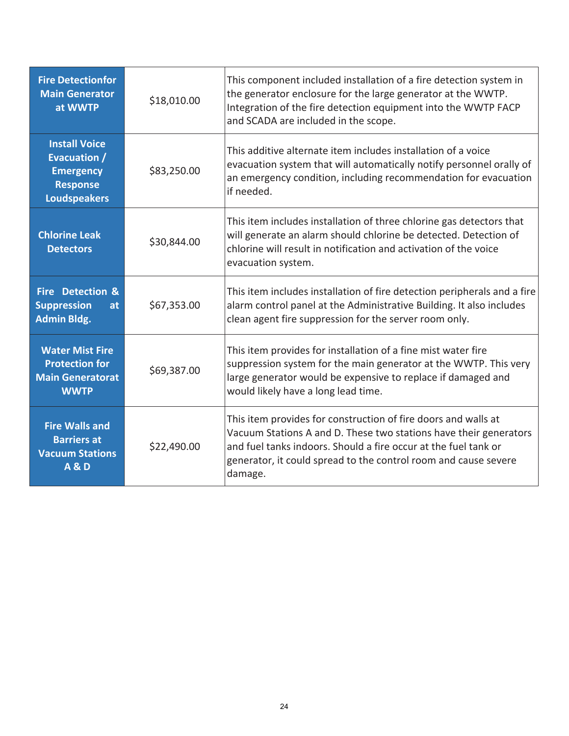| | | |
|---|---|---|
| **Fire Detectionfor Main Generator at WWTP** | $18,010.00 | This component included installation of a fire detection system in the generator enclosure for the large generator at the WWTP. Integration of the fire detection equipment into the WWTP FACP and SCADA are included in the scope. |
| **Install Voice Evacuation / Emergency Response Loudspeakers** | $83,250.00 | This additive alternate item includes installation of a voice evacuation system that will automatically notify personnel orally of an emergency condition, including recommendation for evacuation if needed. |
| **Chlorine Leak Detectors** | $30,844.00 | This item includes installation of three chlorine gas detectors that will generate an alarm should chlorine be detected. Detection of chlorine will result in notification and activation of the voice evacuation system. |
| **Fire Detection & Suppression at Admin Bldg.** | $67,353.00 | This item includes installation of fire detection peripherals and a fire alarm control panel at the Administrative Building. It also includes clean agent fire suppression for the server room only. |
| **Water Mist Fire Protection for Main Generatorat WWTP** | $69,387.00 | This item provides for installation of a fine mist water fire suppression system for the main generator at the WWTP. This very large generator would be expensive to replace if damaged and would likely have a long lead time. |
| **Fire Walls and Barriers at Vacuum Stations A & D** | $22,490.00 | This item provides for construction of fire doors and walls at Vacuum Stations A and D. These two stations have their generators and fuel tanks indoors. Should a fire occur at the fuel tank or generator, it could spread to the control room and cause severe damage. |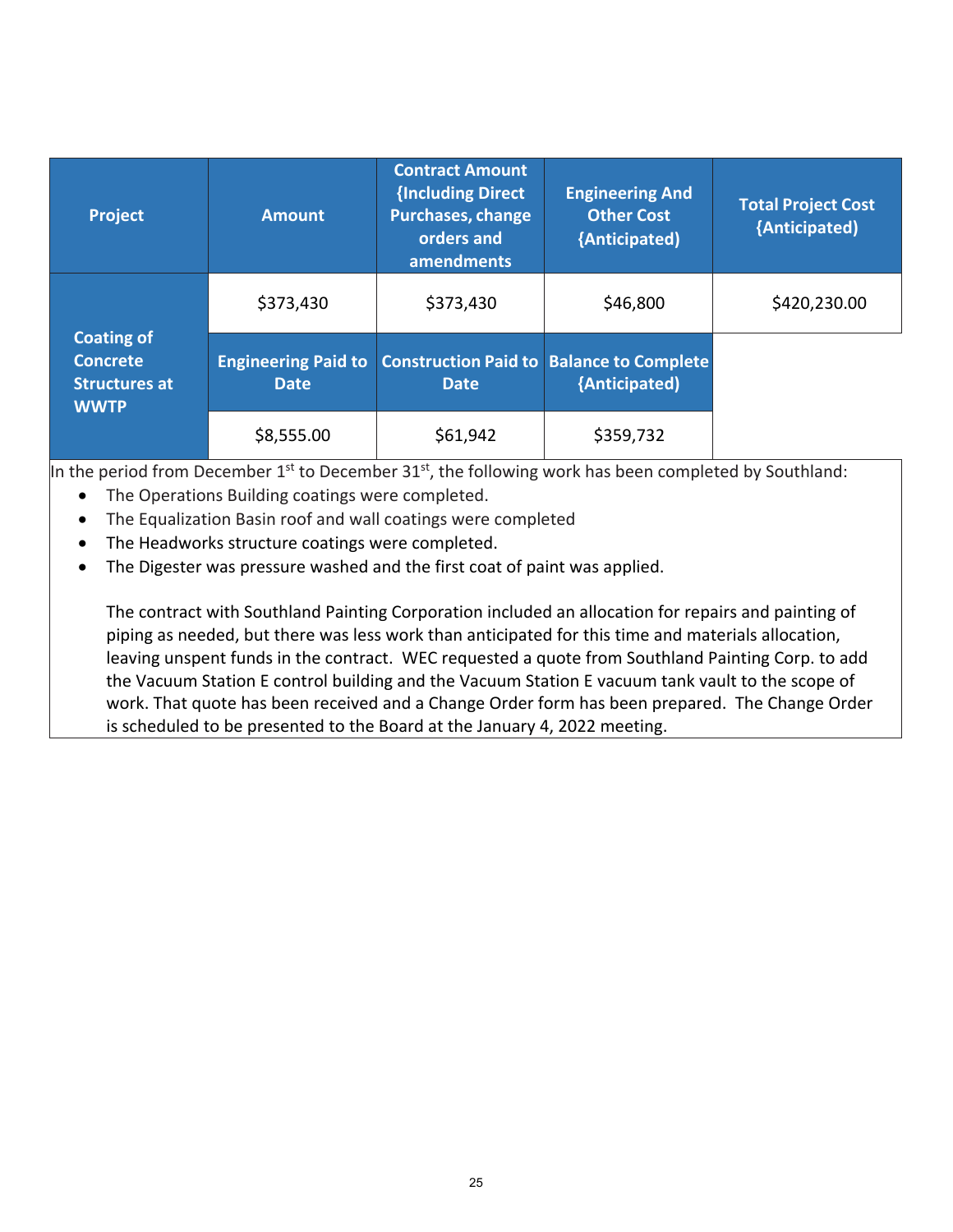| Project | Amount | Contract Amount {Including Direct Purchases, change orders and amendments | Engineering And Other Cost {Anticipated) | Total Project Cost {Anticipated) |
|---|---|---|---|---|
| Coating of Concrete Structures at WWTP | $373,430 | $373,430 | $46,800 | $420,230.00 |
| | **Engineering Paid to Date** | **Construction Paid to Date** | **Balance to Complete {Anticipated)** | |
| | $8,555.00 | $61,942 | $359,732 | |

In the period from December 1st to December 31st, the following work has been completed by Southland:

- The Operations Building coatings were completed.
- The Equalization Basin roof and wall coatings were completed
- The Headworks structure coatings were completed.
- The Digester was pressure washed and the first coat of paint was applied.

The contract with Southland Painting Corporation included an allocation for repairs and painting of piping as needed, but there was less work than anticipated for this time and materials allocation, leaving unspent funds in the contract. WEC requested a quote from Southland Painting Corp. to add the Vacuum Station E control building and the Vacuum Station E vacuum tank vault to the scope of work. That quote has been received and a Change Order form has been prepared. The Change Order is scheduled to be presented to the Board at the January 4, 2022 meeting.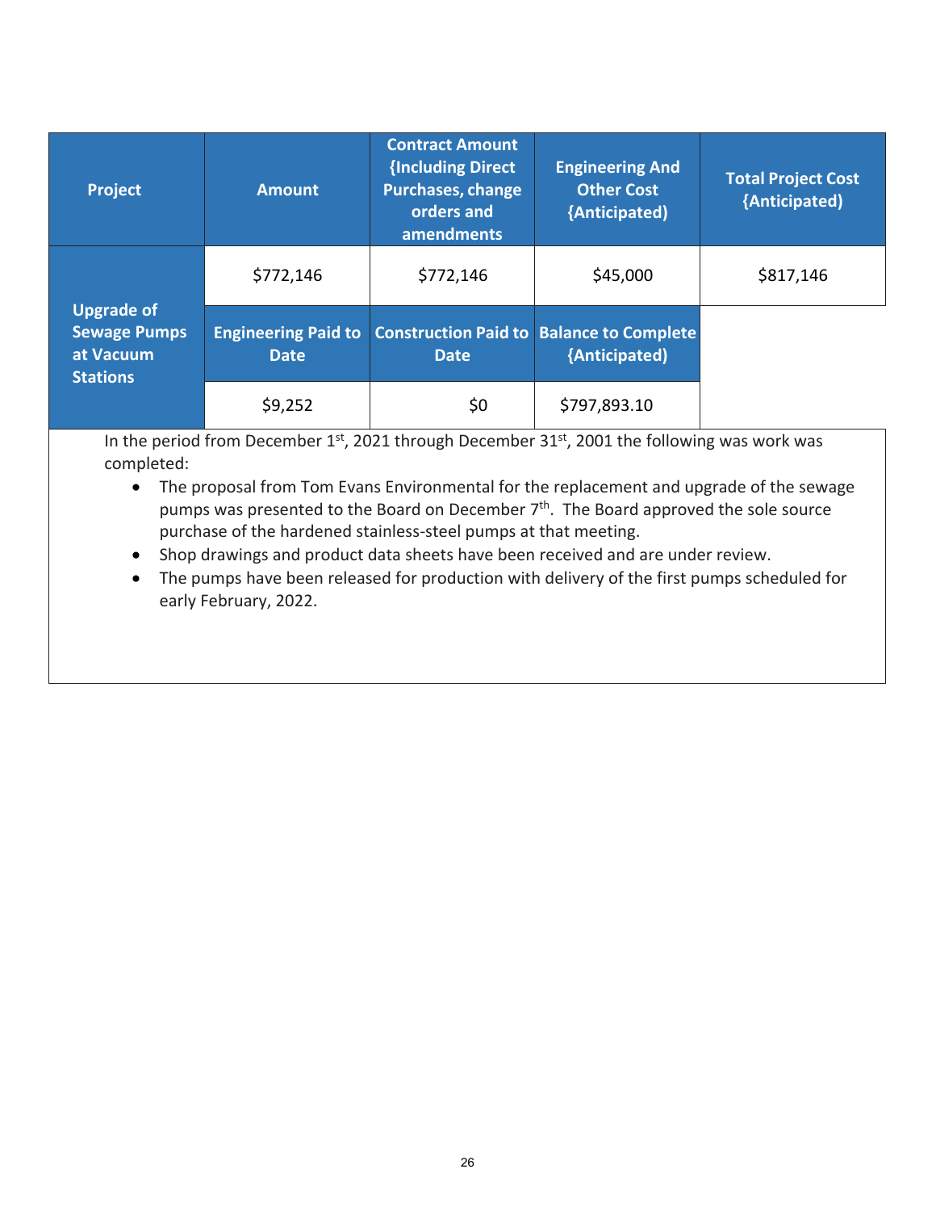| Project | Amount | Contract Amount {Including Direct Purchases, change orders and amendments | Engineering And Other Cost {Anticipated) | Total Project Cost {Anticipated) |
|---|---|---|---|---|
| Upgrade of Sewage Pumps at Vacuum Stations | $772,146 | $772,146 | $45,000 | $817,146 |
| | **Engineering Paid to Date** | **Construction Paid to Date** | **Balance to Complete {Anticipated)** | |
| | $9,252 | $0 | $797,893.10 | |

In the period from December 1st, 2021 through December 31st, 2001 the following was work was completed:

- The proposal from Tom Evans Environmental for the replacement and upgrade of the sewage pumps was presented to the Board on December 7th. The Board approved the sole source purchase of the hardened stainless-steel pumps at that meeting.
- Shop drawings and product data sheets have been received and are under review.
- The pumps have been released for production with delivery of the first pumps scheduled for early February, 2022.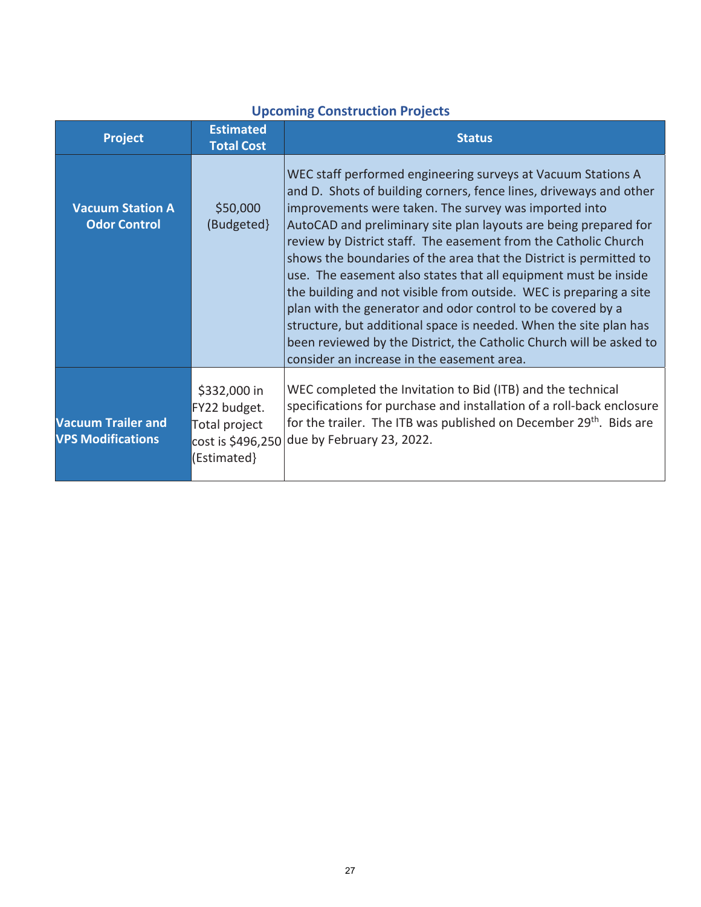## Upcoming Construction Projects

| Project | Estimated Total Cost | Status |
|---|---|---|
| **Vacuum Station A Odor Control** | $50,000 (Budgeted} | WEC staff performed engineering surveys at Vacuum Stations A and D. Shots of building corners, fence lines, driveways and other improvements were taken. The survey was imported into AutoCAD and preliminary site plan layouts are being prepared for review by District staff. The easement from the Catholic Church shows the boundaries of the area that the District is permitted to use. The easement also states that all equipment must be inside the building and not visible from outside. WEC is preparing a site plan with the generator and odor control to be covered by a structure, but additional space is needed. When the site plan has been reviewed by the District, the Catholic Church will be asked to consider an increase in the easement area. |
| **Vacuum Trailer and VPS Modifications** | $332,000 in FY22 budget. Total project cost is $496,250 (Estimated} | WEC completed the Invitation to Bid (ITB) and the technical specifications for purchase and installation of a roll-back enclosure for the trailer. The ITB was published on December 29th. Bids are due by February 23, 2022. |